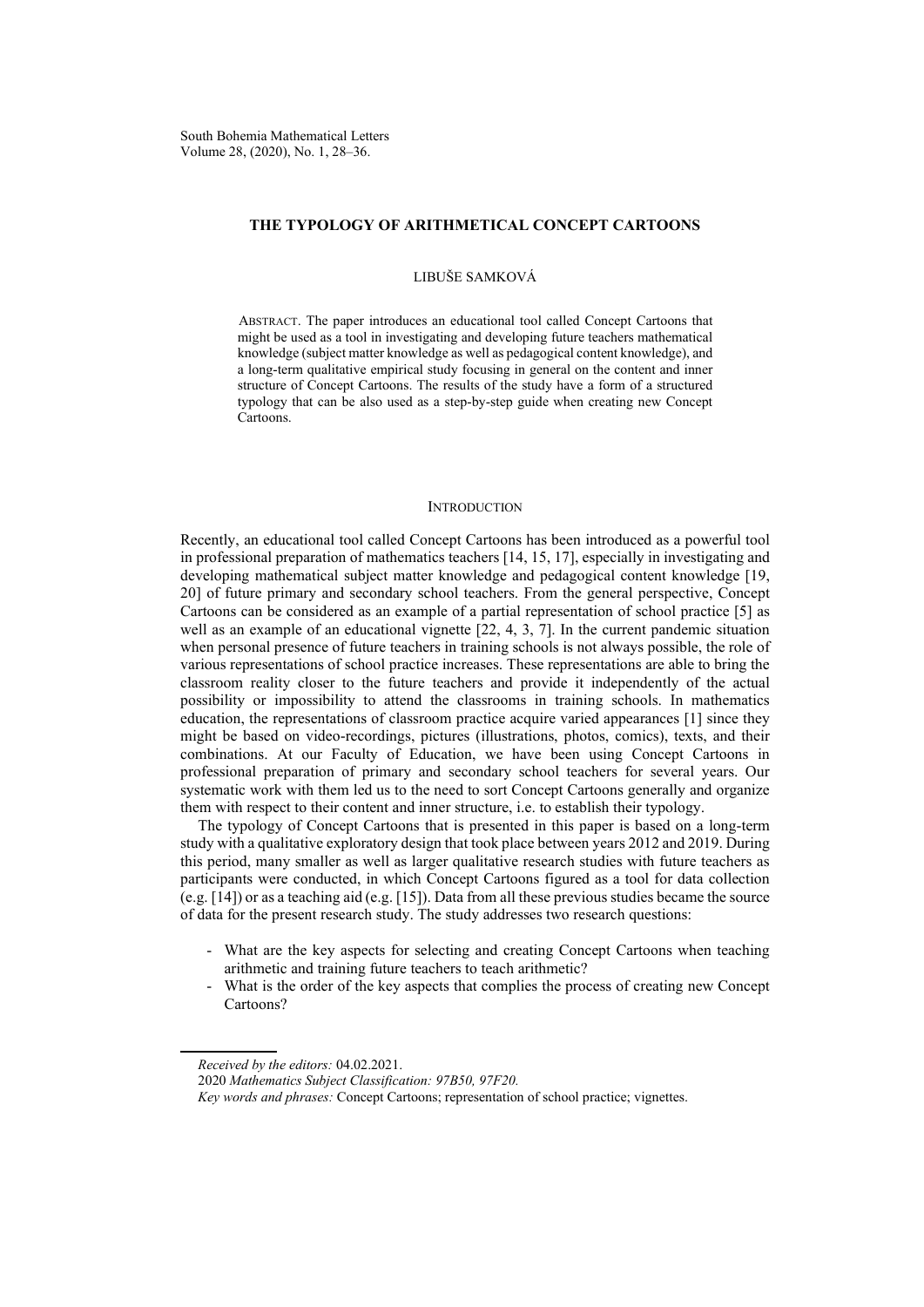# THE TYPOLOGY OF ARITHMETICAL CONCEPT CARTOONS

LIBUŠE SAMKOVÁ

ABSTRACT. The paper introduces an educational tool called Concept Cartoons that might be used as a tool in investigating and developing future teachers mathematical knowledge (subject matter knowledge as well as pedagogical content knowledge), and a long-term qualitative empirical study focusing in general on the content and inner structure of Concept Cartoons. The results of the study have a form of a structured typology that can be also used as a step-by-step guide when creating new Concept Cartoons.

## INTRODUCTION

Recently, an educational tool called Concept Cartoons has been introduced as a powerful tool in professional preparation of mathematics teachers [14, 15, 17], especially in investigating and developing mathematical subject matter knowledge and pedagogical content knowledge [19, 20] of future primary and secondary school teachers. From the general perspective, Concept Cartoons can be considered as an example of a partial representation of school practice [5] as well as an example of an educational vignette [22, 4, 3, 7]. In the current pandemic situation when personal presence of future teachers in training schools is not always possible, the role of various representations of school practice increases. These representations are able to bring the classroom reality closer to the future teachers and provide it independently of the actual possibility or impossibility to attend the classrooms in training schools. In mathematics education, the representations of classroom practice acquire varied appearances [1] since they might be based on video-recordings, pictures (illustrations, photos, comics), texts, and their combinations. At our Faculty of Education, we have been using Concept Cartoons in professional preparation of primary and secondary school teachers for several years. Our systematic work with them led us to the need to sort Concept Cartoons generally and organize them with respect to their content and inner structure, i.e. to establish their typology.

The typology of Concept Cartoons that is presented in this paper is based on a long-term study with a qualitative exploratory design that took place between years 2012 and 2019. During this period, many smaller as well as larger qualitative research studies with future teachers as participants were conducted, in which Concept Cartoons figured as a tool for data collection (e.g. [14]) or as a teaching aid (e.g. [15]). Data from all these previous studies became the source of data for the present research study. The study addresses two research questions:

- What are the key aspects for selecting and creating Concept Cartoons when teaching arithmetic and training future teachers to teach arithmetic?
- What is the order of the key aspects that complies the process of creating new Concept Cartoons?

---

*Received by the editors:* 04.02.2021.

2020 *Mathematics Subject Classification: 97B50, 97F20.*

*Key words and phrases:* Concept Cartoons; representation of school practice; vignettes.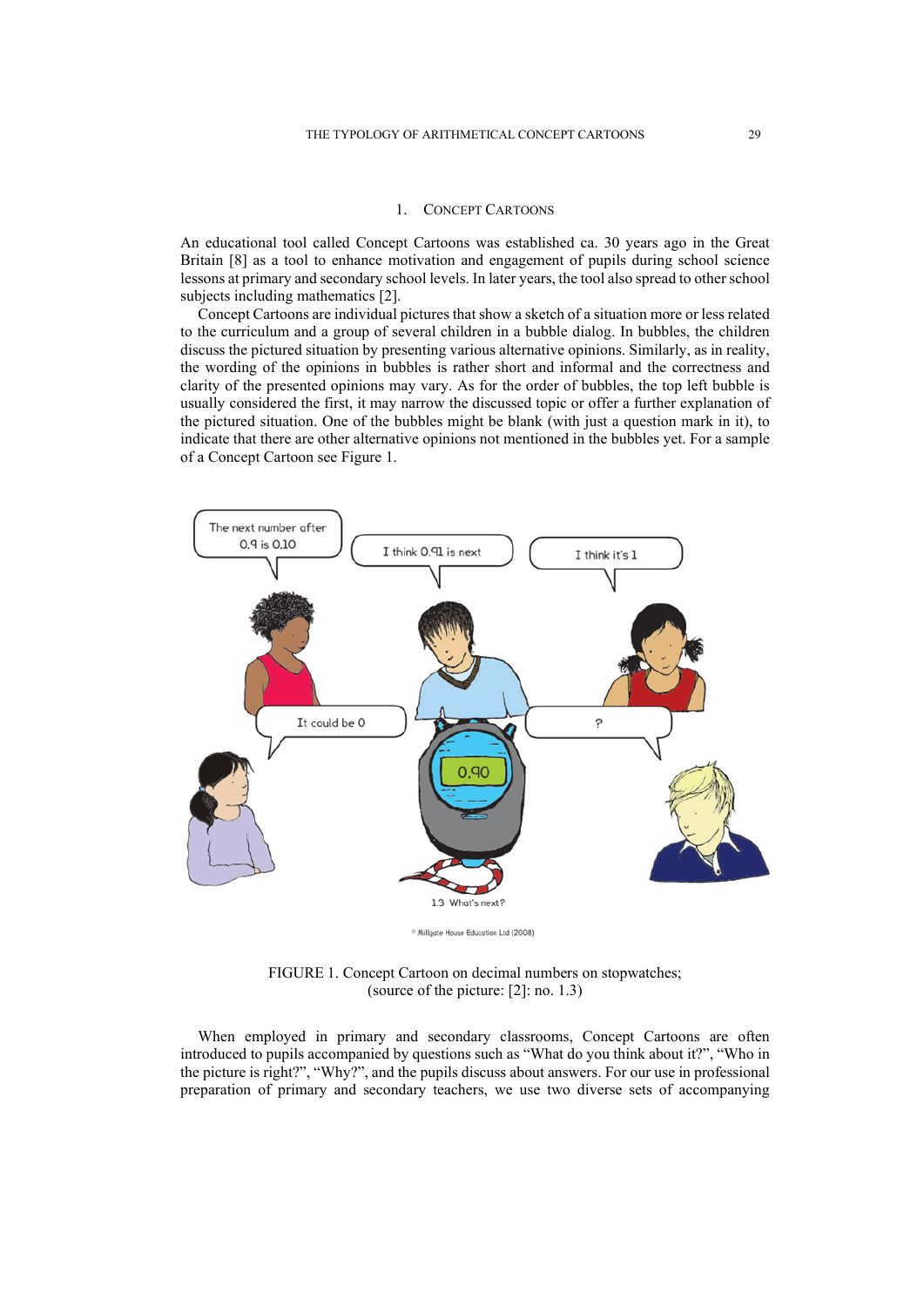## 1. Concept Cartoons

An educational tool called Concept Cartoons was established ca. 30 years ago in the Great Britain [8] as a tool to enhance motivation and engagement of pupils during school science lessons at primary and secondary school levels. In later years, the tool also spread to other school subjects including mathematics [2].

Concept Cartoons are individual pictures that show a sketch of a situation more or less related to the curriculum and a group of several children in a bubble dialog. In bubbles, the children discuss the pictured situation by presenting various alternative opinions. Similarly, as in reality, the wording of the opinions in bubbles is rather short and informal and the correctness and clarity of the presented opinions may vary. As for the order of bubbles, the top left bubble is usually considered the first, it may narrow the discussed topic or offer a further explanation of the pictured situation. One of the bubbles might be blank (with just a question mark in it), to indicate that there are other alternative opinions not mentioned in the bubbles yet. For a sample of a Concept Cartoon see Figure 1.

FIGURE 1. Concept Cartoon on decimal numbers on stopwatches; (source of the picture: [2]: no. 1.3)

When employed in primary and secondary classrooms, Concept Cartoons are often introduced to pupils accompanied by questions such as "What do you think about it?", "Who in the picture is right?", "Why?", and the pupils discuss about answers. For our use in professional preparation of primary and secondary teachers, we use two diverse sets of accompanying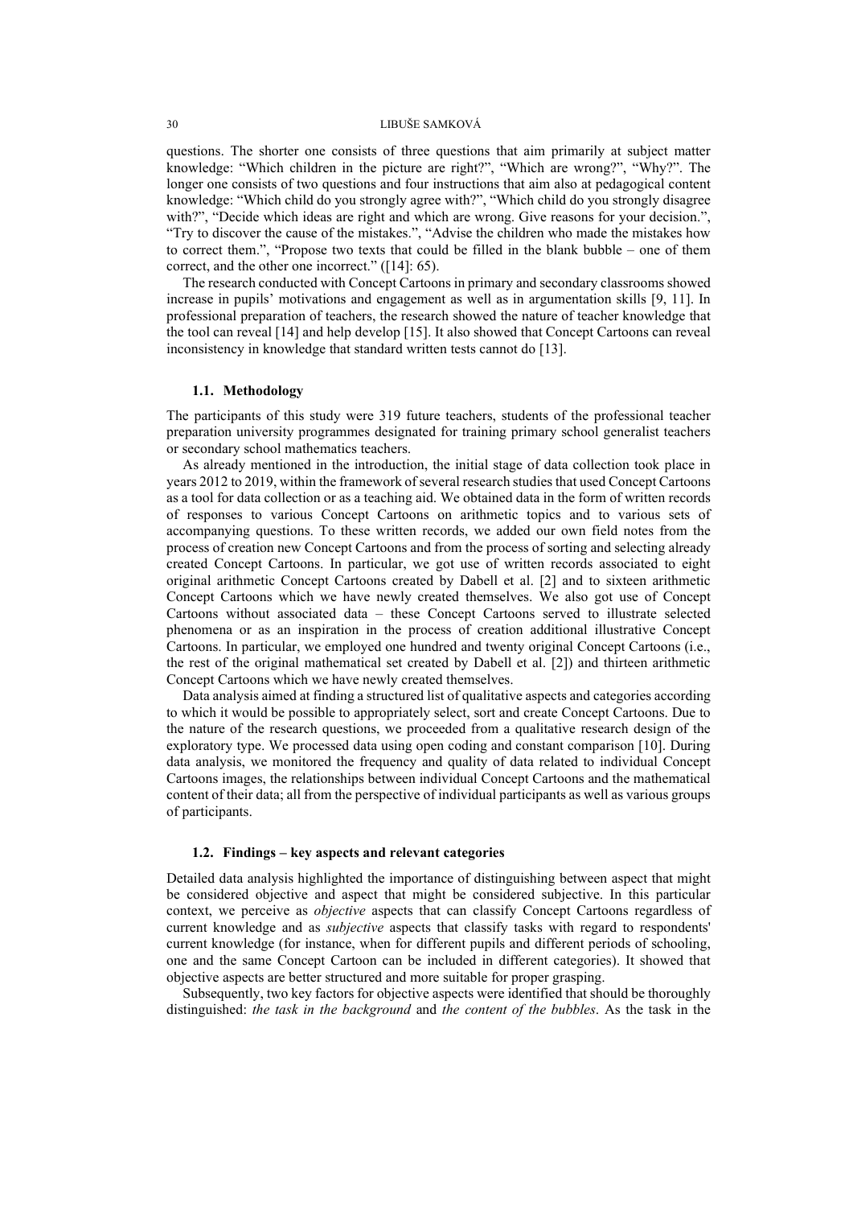questions. The shorter one consists of three questions that aim primarily at subject matter knowledge: "Which children in the picture are right?", "Which are wrong?", "Why?". The longer one consists of two questions and four instructions that aim also at pedagogical content knowledge: "Which child do you strongly agree with?", "Which child do you strongly disagree with?", "Decide which ideas are right and which are wrong. Give reasons for your decision.", "Try to discover the cause of the mistakes.", "Advise the children who made the mistakes how to correct them.", "Propose two texts that could be filled in the blank bubble – one of them correct, and the other one incorrect." ([14]: 65).

The research conducted with Concept Cartoons in primary and secondary classrooms showed increase in pupils' motivations and engagement as well as in argumentation skills [9, 11]. In professional preparation of teachers, the research showed the nature of teacher knowledge that the tool can reveal [14] and help develop [15]. It also showed that Concept Cartoons can reveal inconsistency in knowledge that standard written tests cannot do [13].

### 1.1. Methodology

The participants of this study were 319 future teachers, students of the professional teacher preparation university programmes designated for training primary school generalist teachers or secondary school mathematics teachers.

As already mentioned in the introduction, the initial stage of data collection took place in years 2012 to 2019, within the framework of several research studies that used Concept Cartoons as a tool for data collection or as a teaching aid. We obtained data in the form of written records of responses to various Concept Cartoons on arithmetic topics and to various sets of accompanying questions. To these written records, we added our own field notes from the process of creation new Concept Cartoons and from the process of sorting and selecting already created Concept Cartoons. In particular, we got use of written records associated to eight original arithmetic Concept Cartoons created by Dabell et al. [2] and to sixteen arithmetic Concept Cartoons which we have newly created themselves. We also got use of Concept Cartoons without associated data – these Concept Cartoons served to illustrate selected phenomena or as an inspiration in the process of creation additional illustrative Concept Cartoons. In particular, we employed one hundred and twenty original Concept Cartoons (i.e., the rest of the original mathematical set created by Dabell et al. [2]) and thirteen arithmetic Concept Cartoons which we have newly created themselves.

Data analysis aimed at finding a structured list of qualitative aspects and categories according to which it would be possible to appropriately select, sort and create Concept Cartoons. Due to the nature of the research questions, we proceeded from a qualitative research design of the exploratory type. We processed data using open coding and constant comparison [10]. During data analysis, we monitored the frequency and quality of data related to individual Concept Cartoons images, the relationships between individual Concept Cartoons and the mathematical content of their data; all from the perspective of individual participants as well as various groups of participants.

### 1.2. Findings – key aspects and relevant categories

Detailed data analysis highlighted the importance of distinguishing between aspect that might be considered objective and aspect that might be considered subjective. In this particular context, we perceive as *objective* aspects that can classify Concept Cartoons regardless of current knowledge and as *subjective* aspects that classify tasks with regard to respondents' current knowledge (for instance, when for different pupils and different periods of schooling, one and the same Concept Cartoon can be included in different categories). It showed that objective aspects are better structured and more suitable for proper grasping.

Subsequently, two key factors for objective aspects were identified that should be thoroughly distinguished: *the task in the background* and *the content of the bubbles*. As the task in the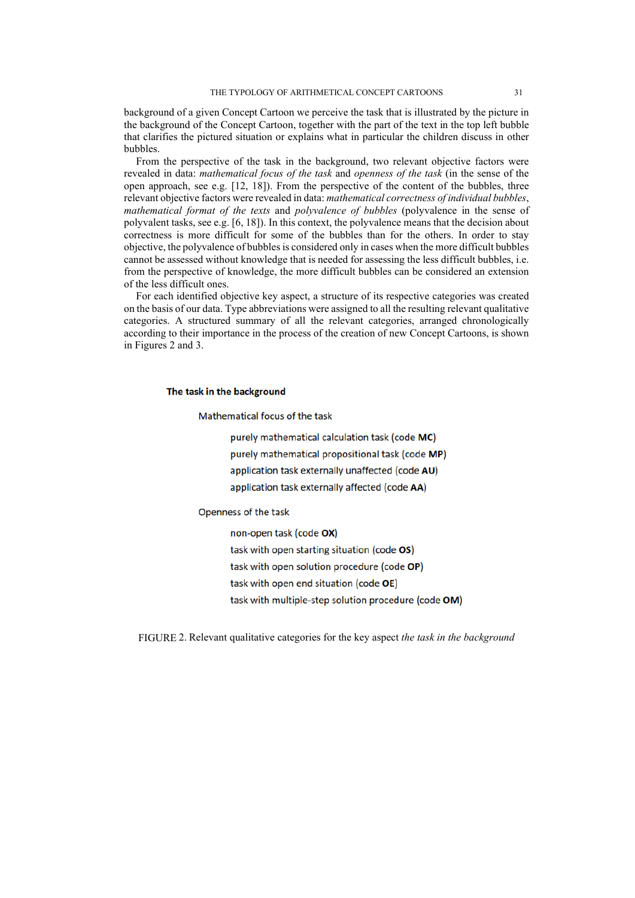background of a given Concept Cartoon we perceive the task that is illustrated by the picture in the background of the Concept Cartoon, together with the part of the text in the top left bubble that clarifies the pictured situation or explains what in particular the children discuss in other bubbles.

From the perspective of the task in the background, two relevant objective factors were revealed in data: *mathematical focus of the task* and *openness of the task* (in the sense of the open approach, see e.g. [12, 18]). From the perspective of the content of the bubbles, three relevant objective factors were revealed in data: *mathematical correctness of individual bubbles*, *mathematical format of the texts* and *polyvalence of bubbles* (polyvalence in the sense of polyvalent tasks, see e.g. [6, 18]). In this context, the polyvalence means that the decision about correctness is more difficult for some of the bubbles than for the others. In order to stay objective, the polyvalence of bubbles is considered only in cases when the more difficult bubbles cannot be assessed without knowledge that is needed for assessing the less difficult bubbles, i.e. from the perspective of knowledge, the more difficult bubbles can be considered an extension of the less difficult ones.

For each identified objective key aspect, a structure of its respective categories was created on the basis of our data. Type abbreviations were assigned to all the resulting relevant qualitative categories. A structured summary of all the relevant categories, arranged chronologically according to their importance in the process of the creation of new Concept Cartoons, is shown in Figures 2 and 3.

**The task in the background**

Mathematical focus of the task

- purely mathematical calculation task (code **MC**)
- purely mathematical propositional task (code **MP**)
- application task externally unaffected (code **AU**)
- application task externally affected (code **AA**)

Openness of the task

- non-open task (code **OX**)
- task with open starting situation (code **OS**)
- task with open solution procedure (code **OP**)
- task with open end situation (code **OE**)
- task with multiple-step solution procedure (code **OM**)

FIGURE 2. Relevant qualitative categories for the key aspect *the task in the background*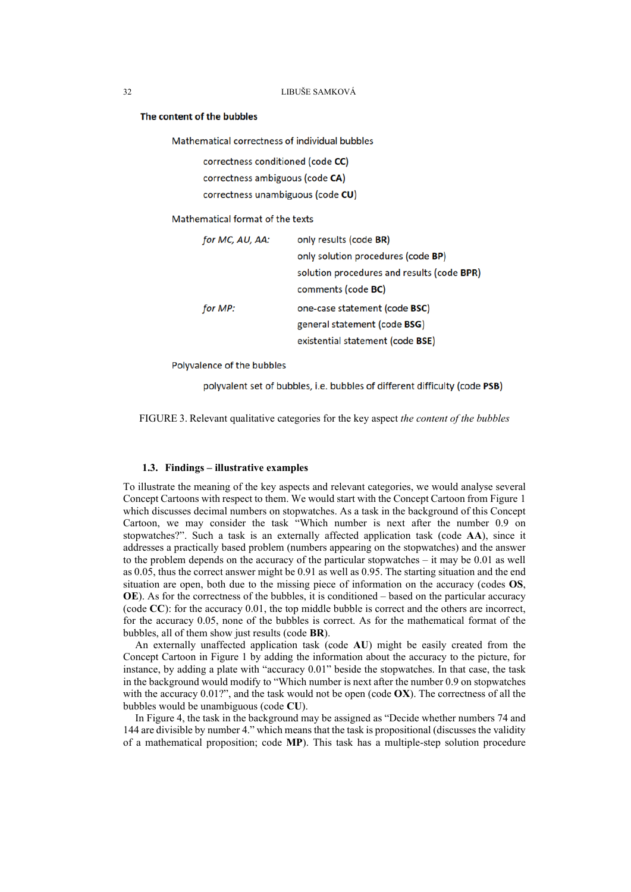**The content of the bubbles**

Mathematical correctness of individual bubbles

- correctness conditioned (code **CC**)
- correctness ambiguous (code **CA**)
- correctness unambiguous (code **CU**)

Mathematical format of the texts

*for MC, AU, AA:*
- only results (code **BR**)
- only solution procedures (code **BP**)
- solution procedures and results (code **BPR**)
- comments (code **BC**)

*for MP:*
- one-case statement (code **BSC**)
- general statement (code **BSG**)
- existential statement (code **BSE**)

Polyvalence of the bubbles

- polyvalent set of bubbles, i.e. bubbles of different difficulty (code **PSB**)

FIGURE 3. Relevant qualitative categories for the key aspect *the content of the bubbles*

### 1.3. Findings – illustrative examples

To illustrate the meaning of the key aspects and relevant categories, we would analyse several Concept Cartoons with respect to them. We would start with the Concept Cartoon from Figure 1 which discusses decimal numbers on stopwatches. As a task in the background of this Concept Cartoon, we may consider the task "Which number is next after the number 0.9 on stopwatches?". Such a task is an externally affected application task (code **AA**), since it addresses a practically based problem (numbers appearing on the stopwatches) and the answer to the problem depends on the accuracy of the particular stopwatches – it may be 0.01 as well as 0.05, thus the correct answer might be 0.91 as well as 0.95. The starting situation and the end situation are open, both due to the missing piece of information on the accuracy (codes **OS**, **OE**). As for the correctness of the bubbles, it is conditioned – based on the particular accuracy (code **CC**): for the accuracy 0.01, the top middle bubble is correct and the others are incorrect, for the accuracy 0.05, none of the bubbles is correct. As for the mathematical format of the bubbles, all of them show just results (code **BR**).

An externally unaffected application task (code **AU**) might be easily created from the Concept Cartoon in Figure 1 by adding the information about the accuracy to the picture, for instance, by adding a plate with "accuracy 0.01" beside the stopwatches. In that case, the task in the background would modify to "Which number is next after the number 0.9 on stopwatches with the accuracy 0.01?", and the task would not be open (code **OX**). The correctness of all the bubbles would be unambiguous (code **CU**).

In Figure 4, the task in the background may be assigned as "Decide whether numbers 74 and 144 are divisible by number 4." which means that the task is propositional (discusses the validity of a mathematical proposition; code **MP**). This task has a multiple-step solution procedure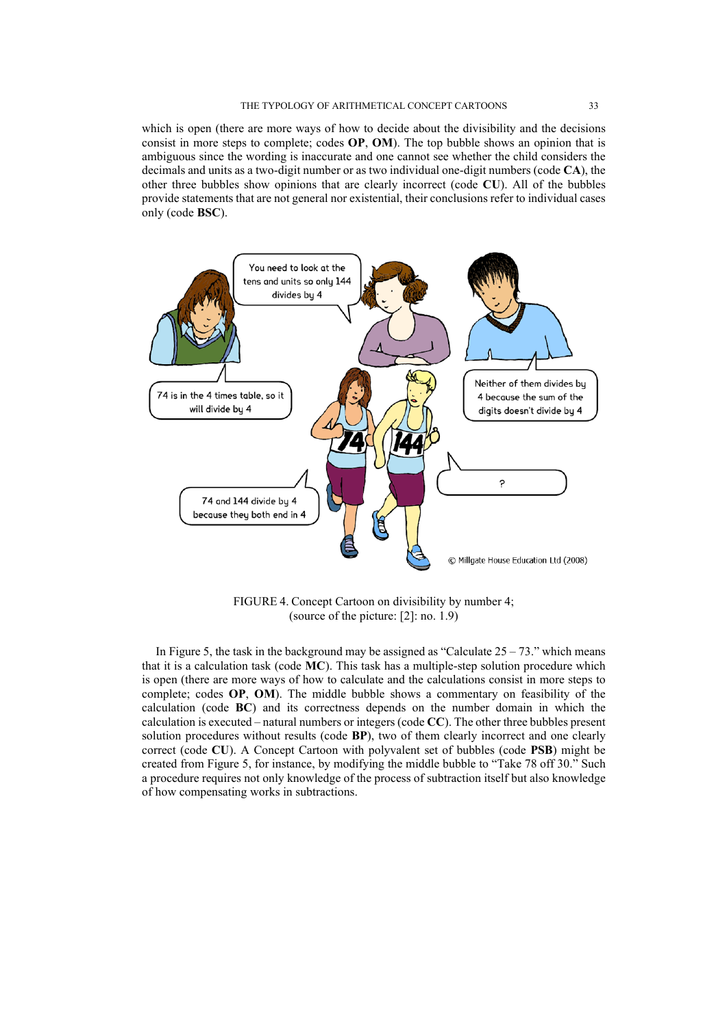which is open (there are more ways of how to decide about the divisibility and the decisions consist in more steps to complete; codes **OP**, **OM**). The top bubble shows an opinion that is ambiguous since the wording is inaccurate and one cannot see whether the child considers the decimals and units as a two-digit number or as two individual one-digit numbers (code **CA**), the other three bubbles show opinions that are clearly incorrect (code **CU**). All of the bubbles provide statements that are not general nor existential, their conclusions refer to individual cases only (code **BSC**).

You need to look at the tens and units so only 144 divides by 4

74 is in the 4 times table, so it will divide by 4

Neither of them divides by 4 because the sum of the digits doesn't divide by 4

74 and 144 divide by 4 because they both end in 4

?

© Millgate House Education Ltd (2008)

FIGURE 4. Concept Cartoon on divisibility by number 4;
(source of the picture: [2]: no. 1.9)

In Figure 5, the task in the background may be assigned as "Calculate 25 – 73." which means that it is a calculation task (code **MC**). This task has a multiple-step solution procedure which is open (there are more ways of how to calculate and the calculations consist in more steps to complete; codes **OP**, **OM**). The middle bubble shows a commentary on feasibility of the calculation (code **BC**) and its correctness depends on the number domain in which the calculation is executed – natural numbers or integers (code **CC**). The other three bubbles present solution procedures without results (code **BP**), two of them clearly incorrect and one clearly correct (code **CU**). A Concept Cartoon with polyvalent set of bubbles (code **PSB**) might be created from Figure 5, for instance, by modifying the middle bubble to "Take 78 off 30." Such a procedure requires not only knowledge of the process of subtraction itself but also knowledge of how compensating works in subtractions.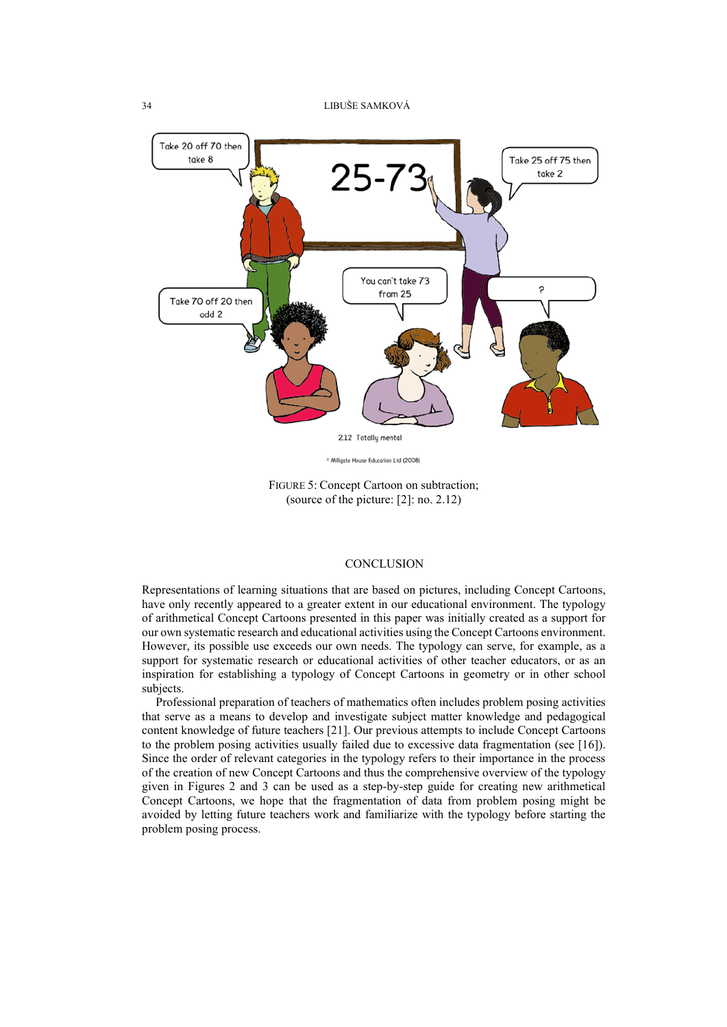FIGURE 5: Concept Cartoon on subtraction;
(source of the picture: [2]: no. 2.12)

## CONCLUSION

Representations of learning situations that are based on pictures, including Concept Cartoons, have only recently appeared to a greater extent in our educational environment. The typology of arithmetical Concept Cartoons presented in this paper was initially created as a support for our own systematic research and educational activities using the Concept Cartoons environment. However, its possible use exceeds our own needs. The typology can serve, for example, as a support for systematic research or educational activities of other teacher educators, or as an inspiration for establishing a typology of Concept Cartoons in geometry or in other school subjects.

Professional preparation of teachers of mathematics often includes problem posing activities that serve as a means to develop and investigate subject matter knowledge and pedagogical content knowledge of future teachers [21]. Our previous attempts to include Concept Cartoons to the problem posing activities usually failed due to excessive data fragmentation (see [16]). Since the order of relevant categories in the typology refers to their importance in the process of the creation of new Concept Cartoons and thus the comprehensive overview of the typology given in Figures 2 and 3 can be used as a step-by-step guide for creating new arithmetical Concept Cartoons, we hope that the fragmentation of data from problem posing might be avoided by letting future teachers work and familiarize with the typology before starting the problem posing process.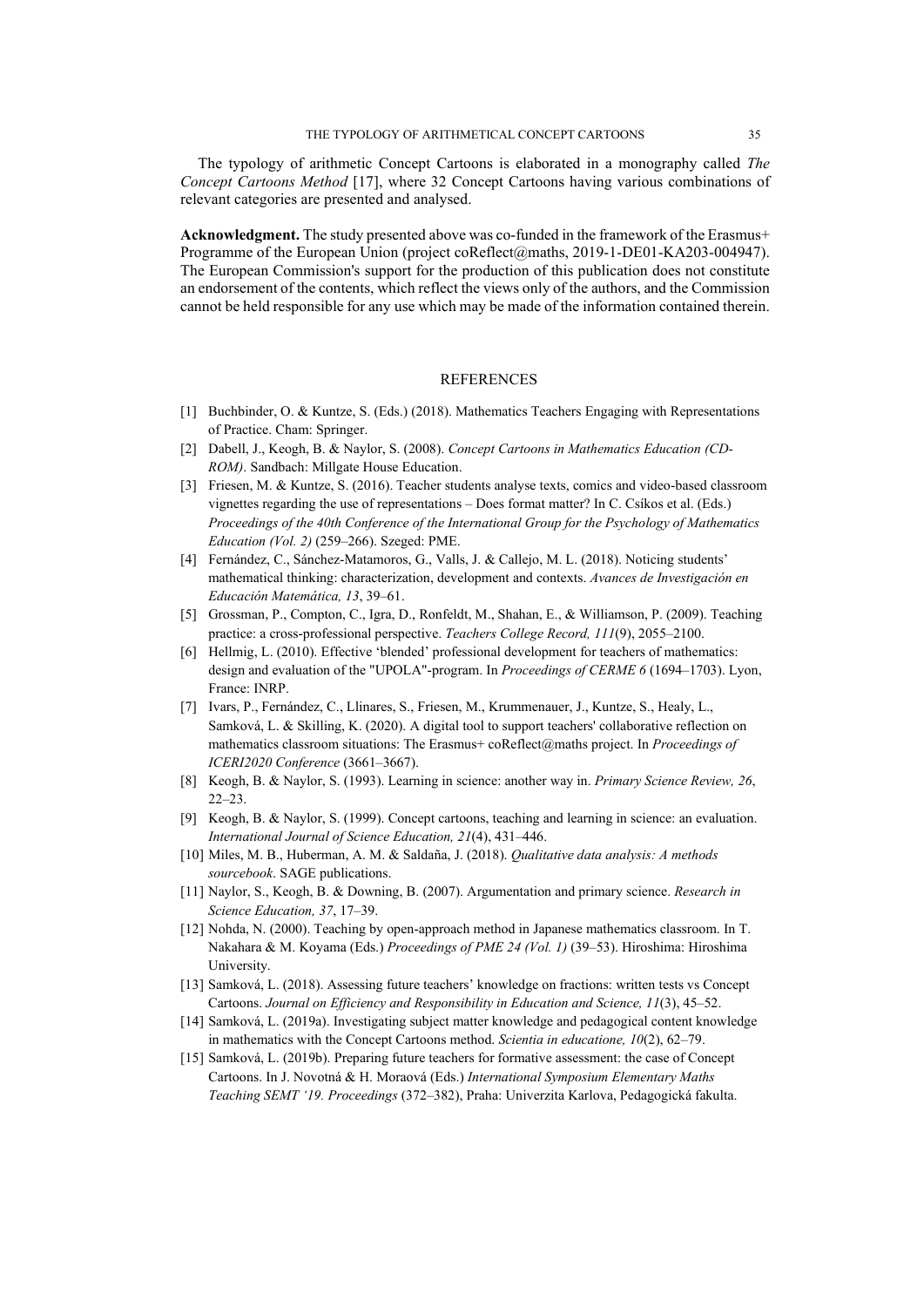The typology of arithmetic Concept Cartoons is elaborated in a monography called *The Concept Cartoons Method* [17], where 32 Concept Cartoons having various combinations of relevant categories are presented and analysed.

**Acknowledgment.** The study presented above was co-funded in the framework of the Erasmus+ Programme of the European Union (project coReflect@maths, 2019-1-DE01-KA203-004947). The European Commission's support for the production of this publication does not constitute an endorsement of the contents, which reflect the views only of the authors, and the Commission cannot be held responsible for any use which may be made of the information contained therein.

## REFERENCES

[1] Buchbinder, O. & Kuntze, S. (Eds.) (2018). Mathematics Teachers Engaging with Representations of Practice. Cham: Springer.

[2] Dabell, J., Keogh, B. & Naylor, S. (2008). *Concept Cartoons in Mathematics Education (CD-ROM)*. Sandbach: Millgate House Education.

[3] Friesen, M. & Kuntze, S. (2016). Teacher students analyse texts, comics and video-based classroom vignettes regarding the use of representations – Does format matter? In C. Csíkos et al. (Eds.) *Proceedings of the 40th Conference of the International Group for the Psychology of Mathematics Education (Vol. 2)* (259–266). Szeged: PME.

[4] Fernández, C., Sánchez-Matamoros, G., Valls, J. & Callejo, M. L. (2018). Noticing students' mathematical thinking: characterization, development and contexts. *Avances de Investigación en Educación Matemática, 13*, 39–61.

[5] Grossman, P., Compton, C., Igra, D., Ronfeldt, M., Shahan, E., & Williamson, P. (2009). Teaching practice: a cross-professional perspective. *Teachers College Record, 111*(9), 2055–2100.

[6] Hellmig, L. (2010). Effective 'blended' professional development for teachers of mathematics: design and evaluation of the "UPOLA"-program. In *Proceedings of CERME 6* (1694–1703). Lyon, France: INRP.

[7] Ivars, P., Fernández, C., Llinares, S., Friesen, M., Krummenauer, J., Kuntze, S., Healy, L., Samková, L. & Skilling, K. (2020). A digital tool to support teachers' collaborative reflection on mathematics classroom situations: The Erasmus+ coReflect@maths project. In *Proceedings of ICERI2020 Conference* (3661–3667).

[8] Keogh, B. & Naylor, S. (1993). Learning in science: another way in. *Primary Science Review, 26*, 22–23.

[9] Keogh, B. & Naylor, S. (1999). Concept cartoons, teaching and learning in science: an evaluation. *International Journal of Science Education, 21*(4), 431–446.

[10] Miles, M. B., Huberman, A. M. & Saldaña, J. (2018). *Qualitative data analysis: A methods sourcebook*. SAGE publications.

[11] Naylor, S., Keogh, B. & Downing, B. (2007). Argumentation and primary science. *Research in Science Education, 37*, 17–39.

[12] Nohda, N. (2000). Teaching by open-approach method in Japanese mathematics classroom. In T. Nakahara & M. Koyama (Eds.) *Proceedings of PME 24 (Vol. 1)* (39–53). Hiroshima: Hiroshima University.

[13] Samková, L. (2018). Assessing future teachers' knowledge on fractions: written tests vs Concept Cartoons. *Journal on Efficiency and Responsibility in Education and Science, 11*(3), 45–52.

[14] Samková, L. (2019a). Investigating subject matter knowledge and pedagogical content knowledge in mathematics with the Concept Cartoons method. *Scientia in educatione, 10*(2), 62–79.

[15] Samková, L. (2019b). Preparing future teachers for formative assessment: the case of Concept Cartoons. In J. Novotná & H. Moraová (Eds.) *International Symposium Elementary Maths Teaching SEMT '19. Proceedings* (372–382), Praha: Univerzita Karlova, Pedagogická fakulta.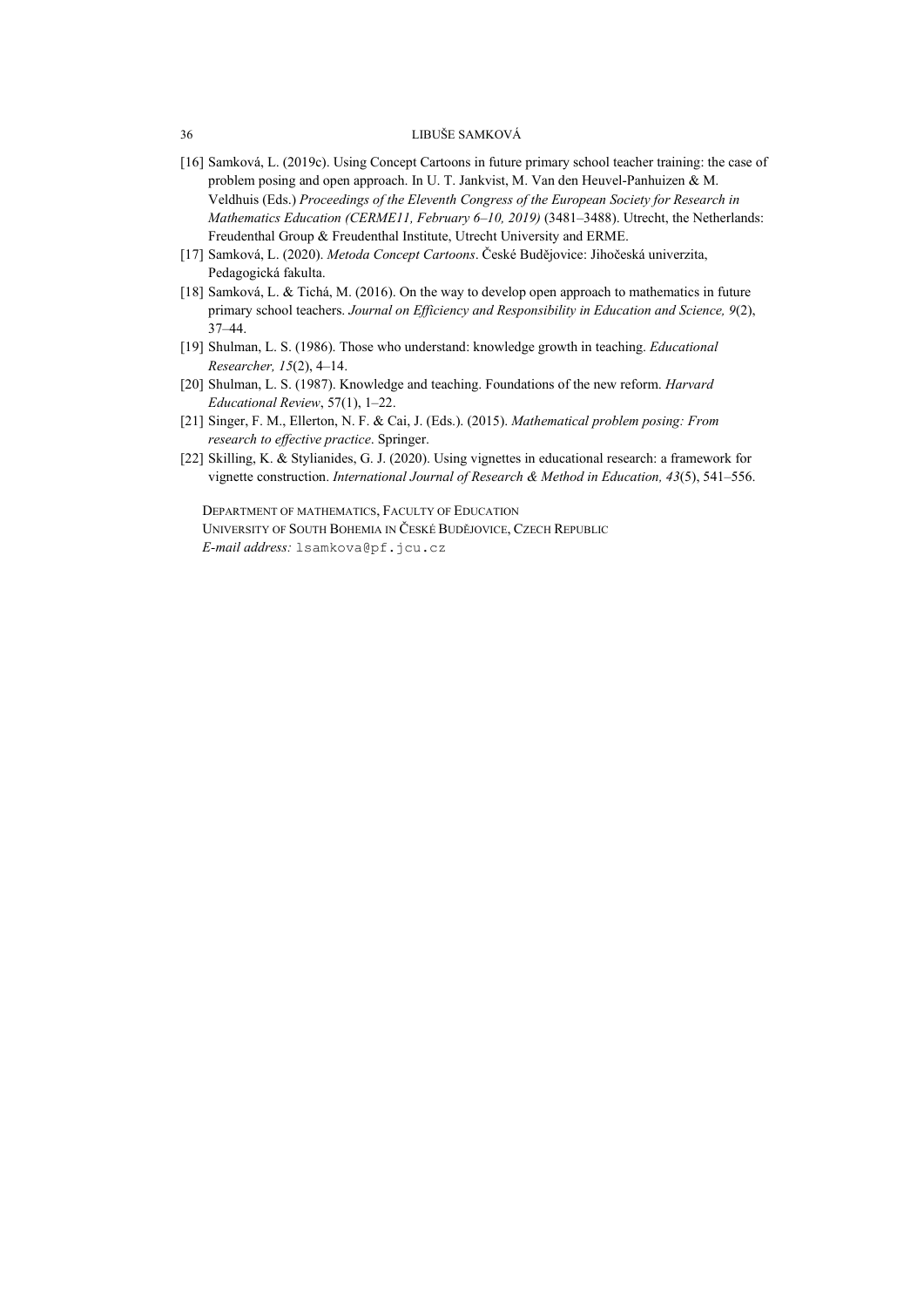[16] Samková, L. (2019c). Using Concept Cartoons in future primary school teacher training: the case of problem posing and open approach. In U. T. Jankvist, M. Van den Heuvel-Panhuizen & M. Veldhuis (Eds.) *Proceedings of the Eleventh Congress of the European Society for Research in Mathematics Education (CERME11, February 6–10, 2019)* (3481–3488). Utrecht, the Netherlands: Freudenthal Group & Freudenthal Institute, Utrecht University and ERME.

[17] Samková, L. (2020). *Metoda Concept Cartoons*. České Budějovice: Jihočeská univerzita, Pedagogická fakulta.

[18] Samková, L. & Tichá, M. (2016). On the way to develop open approach to mathematics in future primary school teachers. *Journal on Efficiency and Responsibility in Education and Science, 9*(2), 37–44.

[19] Shulman, L. S. (1986). Those who understand: knowledge growth in teaching. *Educational Researcher, 15*(2), 4–14.

[20] Shulman, L. S. (1987). Knowledge and teaching. Foundations of the new reform. *Harvard Educational Review*, 57(1), 1–22.

[21] Singer, F. M., Ellerton, N. F. & Cai, J. (Eds.). (2015). *Mathematical problem posing: From research to effective practice*. Springer.

[22] Skilling, K. & Stylianides, G. J. (2020). Using vignettes in educational research: a framework for vignette construction. *International Journal of Research & Method in Education, 43*(5), 541–556.

DEPARTMENT OF MATHEMATICS, FACULTY OF EDUCATION
UNIVERSITY OF SOUTH BOHEMIA IN ČESKÉ BUDĚJOVICE, CZECH REPUBLIC
*E-mail address:* lsamkova@pf.jcu.cz